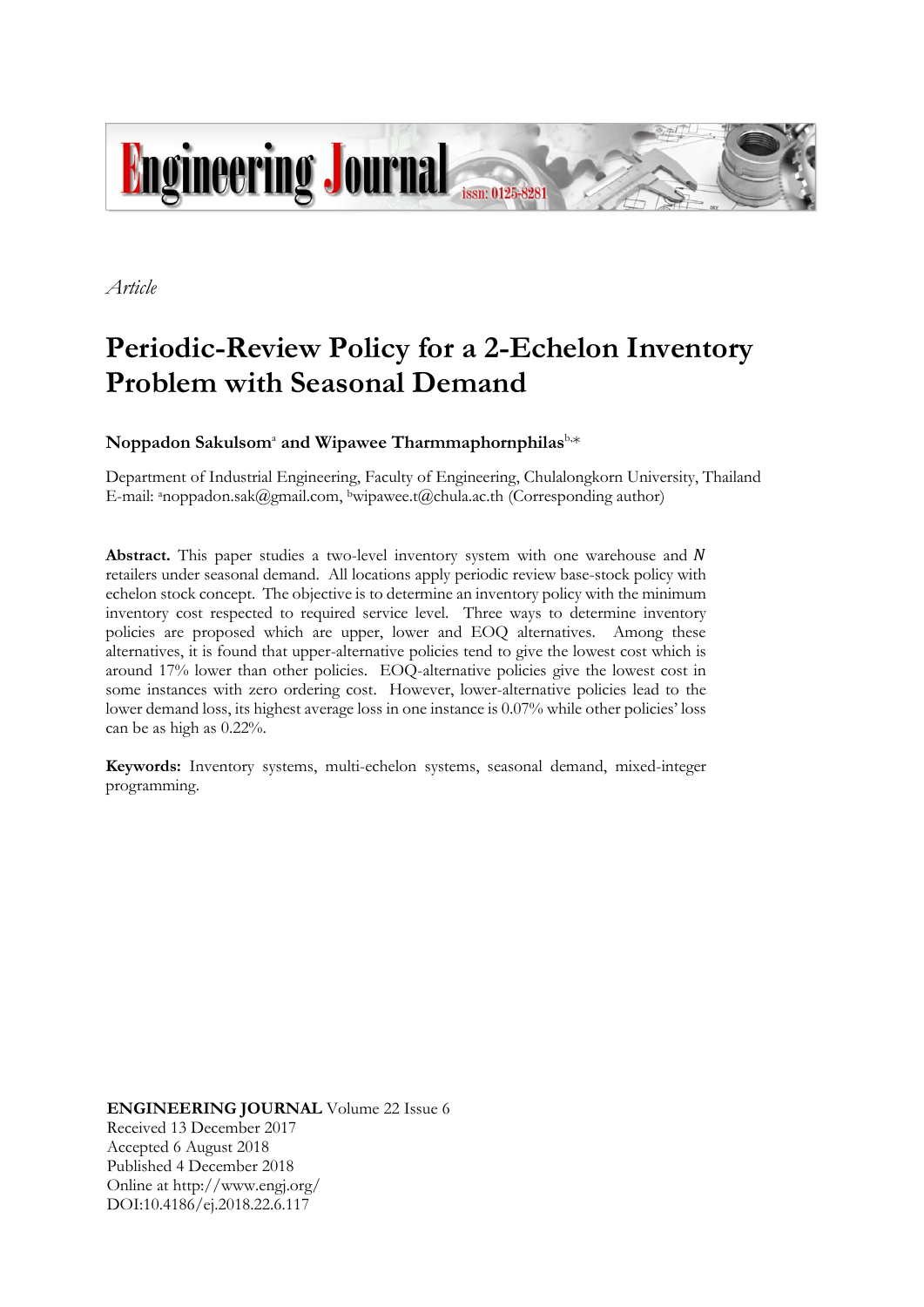*Article*

# Periodic-Review Policy for a 2-Echelon Inventory Problem with Seasonal Demand

**Noppadon Sakulsom**[a] **and Wipawee Tharmmaphornphilas**[b,*]

Department of Industrial Engineering, Faculty of Engineering, Chulalongkorn University, Thailand
E-mail: [a]noppadon.sak@gmail.com, [b]wipawee.t@chula.ac.th (Corresponding author)

**Abstract.** This paper studies a two-level inventory system with one warehouse and $N$ retailers under seasonal demand. All locations apply periodic review base-stock policy with echelon stock concept. The objective is to determine an inventory policy with the minimum inventory cost respected to required service level. Three ways to determine inventory policies are proposed which are upper, lower and EOQ alternatives. Among these alternatives, it is found that upper-alternative policies tend to give the lowest cost which is around 17% lower than other policies. EOQ-alternative policies give the lowest cost in some instances with zero ordering cost. However, lower-alternative policies lead to the lower demand loss, its highest average loss in one instance is 0.07% while other policies' loss can be as high as 0.22%.

**Keywords:** Inventory systems, multi-echelon systems, seasonal demand, mixed-integer programming.

**ENGINEERING JOURNAL** Volume 22 Issue 6
Received 13 December 2017
Accepted 6 August 2018
Published 4 December 2018
Online at http://www.engj.org/
DOI:10.4186/ej.2018.22.6.117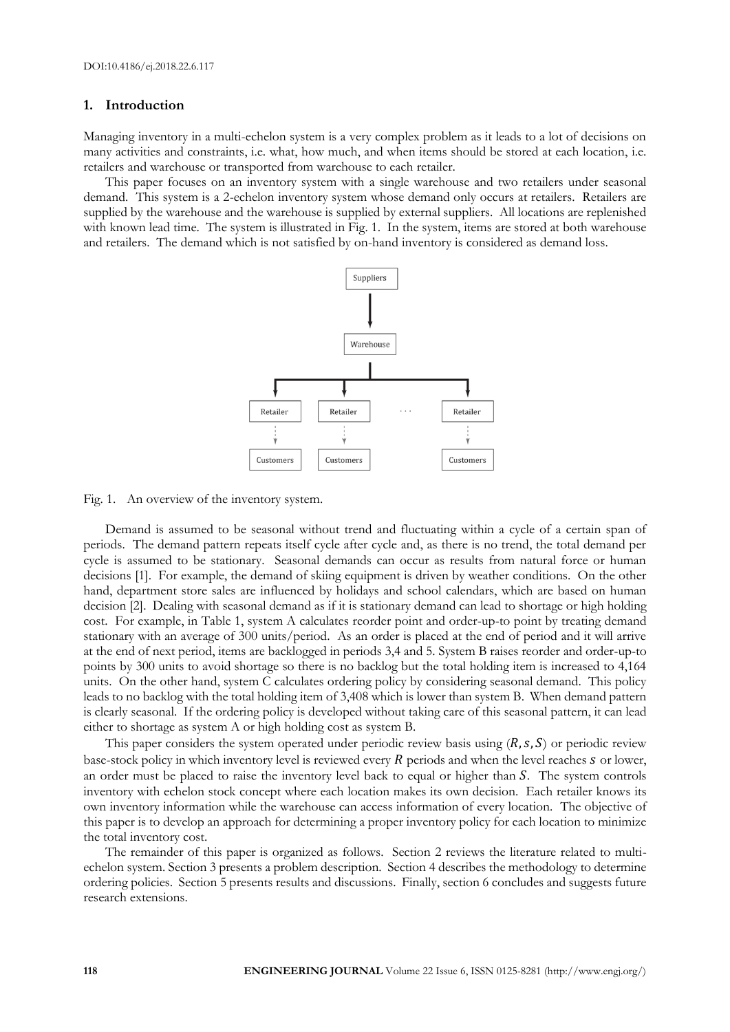## 1. Introduction

Managing inventory in a multi-echelon system is a very complex problem as it leads to a lot of decisions on many activities and constraints, i.e. what, how much, and when items should be stored at each location, i.e. retailers and warehouse or transported from warehouse to each retailer.

This paper focuses on an inventory system with a single warehouse and two retailers under seasonal demand. This system is a 2-echelon inventory system whose demand only occurs at retailers. Retailers are supplied by the warehouse and the warehouse is supplied by external suppliers. All locations are replenished with known lead time. The system is illustrated in Fig. 1. In the system, items are stored at both warehouse and retailers. The demand which is not satisfied by on-hand inventory is considered as demand loss.

Fig. 1. An overview of the inventory system.

Demand is assumed to be seasonal without trend and fluctuating within a cycle of a certain span of periods. The demand pattern repeats itself cycle after cycle and, as there is no trend, the total demand per cycle is assumed to be stationary. Seasonal demands can occur as results from natural force or human decisions [1]. For example, the demand of skiing equipment is driven by weather conditions. On the other hand, department store sales are influenced by holidays and school calendars, which are based on human decision [2]. Dealing with seasonal demand as if it is stationary demand can lead to shortage or high holding cost. For example, in Table 1, system A calculates reorder point and order-up-to point by treating demand stationary with an average of 300 units/period. As an order is placed at the end of period and it will arrive at the end of next period, items are backlogged in periods 3,4 and 5. System B raises reorder and order-up-to points by 300 units to avoid shortage so there is no backlog but the total holding item is increased to 4,164 units. On the other hand, system C calculates ordering policy by considering seasonal demand. This policy leads to no backlog with the total holding item of 3,408 which is lower than system B. When demand pattern is clearly seasonal. If the ordering policy is developed without taking care of this seasonal pattern, it can lead either to shortage as system A or high holding cost as system B.

This paper considers the system operated under periodic review basis using $(R, s, S)$ or periodic review base-stock policy in which inventory level is reviewed every $R$ periods and when the level reaches $s$ or lower, an order must be placed to raise the inventory level back to equal or higher than $S$. The system controls inventory with echelon stock concept where each location makes its own decision. Each retailer knows its own inventory information while the warehouse can access information of every location. The objective of this paper is to develop an approach for determining a proper inventory policy for each location to minimize the total inventory cost.

The remainder of this paper is organized as follows. Section 2 reviews the literature related to multi-echelon system. Section 3 presents a problem description. Section 4 describes the methodology to determine ordering policies. Section 5 presents results and discussions. Finally, section 6 concludes and suggests future research extensions.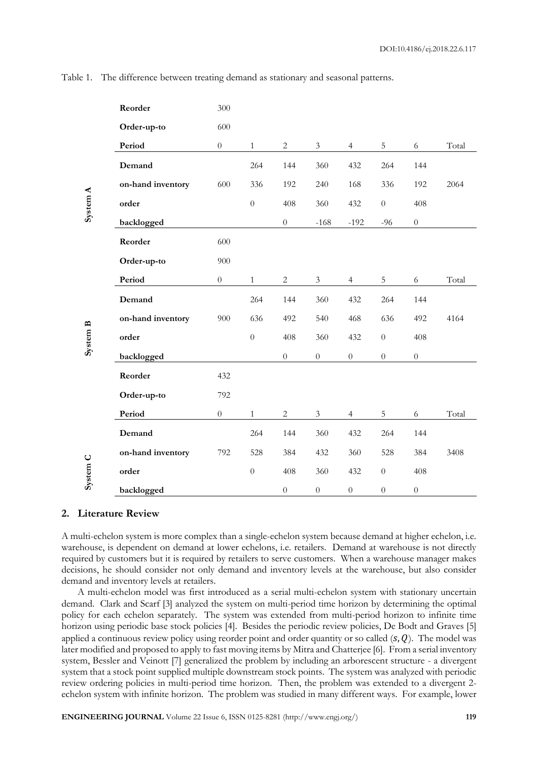Table 1. The difference between treating demand as stationary and seasonal patterns.

| | | | | | | | | | |
|---|---|---|---|---|---|---|---|---|---|
| **System A** | **Reorder** | 300 | | | | | | | |
| | **Order-up-to** | 600 | | | | | | | |
| | **Period** | 0 | 1 | 2 | 3 | 4 | 5 | 6 | Total |
| | **Demand** | | 264 | 144 | 360 | 432 | 264 | 144 | |
| | **on-hand inventory** | 600 | 336 | 192 | 240 | 168 | 336 | 192 | 2064 |
| | **order** | | 0 | 408 | 360 | 432 | 0 | 408 | |
| | **backlogged** | | | 0 | -168 | -192 | -96 | 0 | |
| **System B** | **Reorder** | 600 | | | | | | | |
| | **Order-up-to** | 900 | | | | | | | |
| | **Period** | 0 | 1 | 2 | 3 | 4 | 5 | 6 | Total |
| | **Demand** | | 264 | 144 | 360 | 432 | 264 | 144 | |
| | **on-hand inventory** | 900 | 636 | 492 | 540 | 468 | 636 | 492 | 4164 |
| | **order** | | 0 | 408 | 360 | 432 | 0 | 408 | |
| | **backlogged** | | | 0 | 0 | 0 | 0 | 0 | |
| **System C** | **Reorder** | 432 | | | | | | | |
| | **Order-up-to** | 792 | | | | | | | |
| | **Period** | 0 | 1 | 2 | 3 | 4 | 5 | 6 | Total |
| | **Demand** | | 264 | 144 | 360 | 432 | 264 | 144 | |
| | **on-hand inventory** | 792 | 528 | 384 | 432 | 360 | 528 | 384 | 3408 |
| | **order** | | 0 | 408 | 360 | 432 | 0 | 408 | |
| | **backlogged** | | | 0 | 0 | 0 | 0 | 0 | |

## 2. Literature Review

A multi-echelon system is more complex than a single-echelon system because demand at higher echelon, i.e. warehouse, is dependent on demand at lower echelons, i.e. retailers. Demand at warehouse is not directly required by customers but it is required by retailers to serve customers. When a warehouse manager makes decisions, he should consider not only demand and inventory levels at the warehouse, but also consider demand and inventory levels at retailers.

A multi-echelon model was first introduced as a serial multi-echelon system with stationary uncertain demand. Clark and Scarf [3] analyzed the system on multi-period time horizon by determining the optimal policy for each echelon separately. The system was extended from multi-period horizon to infinite time horizon using periodic base stock policies [4]. Besides the periodic review policies, De Bodt and Graves [5] applied a continuous review policy using reorder point and order quantity or so called $(s, Q)$. The model was later modified and proposed to apply to fast moving items by Mitra and Chatterjee [6]. From a serial inventory system, Bessler and Veinott [7] generalized the problem by including an arborescent structure - a divergent system that a stock point supplied multiple downstream stock points. The system was analyzed with periodic review ordering policies in multi-period time horizon. Then, the problem was extended to a divergent 2-echelon system with infinite horizon. The problem was studied in many different ways. For example, lower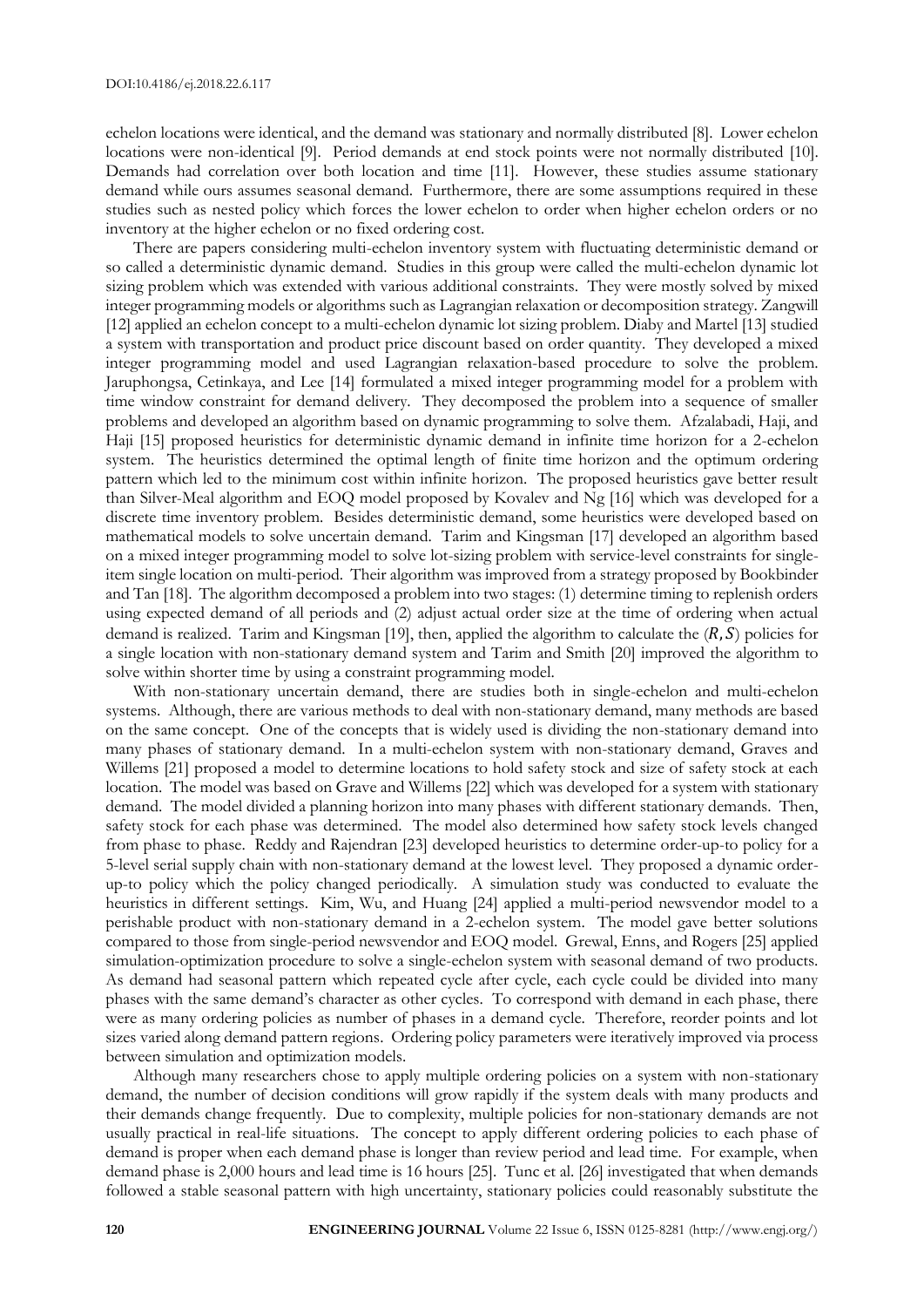echelon locations were identical, and the demand was stationary and normally distributed [8]. Lower echelon locations were non-identical [9]. Period demands at end stock points were not normally distributed [10]. Demands had correlation over both location and time [11]. However, these studies assume stationary demand while ours assumes seasonal demand. Furthermore, there are some assumptions required in these studies such as nested policy which forces the lower echelon to order when higher echelon orders or no inventory at the higher echelon or no fixed ordering cost.

There are papers considering multi-echelon inventory system with fluctuating deterministic demand or so called a deterministic dynamic demand. Studies in this group were called the multi-echelon dynamic lot sizing problem which was extended with various additional constraints. They were mostly solved by mixed integer programming models or algorithms such as Lagrangian relaxation or decomposition strategy. Zangwill [12] applied an echelon concept to a multi-echelon dynamic lot sizing problem. Diaby and Martel [13] studied a system with transportation and product price discount based on order quantity. They developed a mixed integer programming model and used Lagrangian relaxation-based procedure to solve the problem. Jaruphongsa, Cetinkaya, and Lee [14] formulated a mixed integer programming model for a problem with time window constraint for demand delivery. They decomposed the problem into a sequence of smaller problems and developed an algorithm based on dynamic programming to solve them. Afzalabadi, Haji, and Haji [15] proposed heuristics for deterministic dynamic demand in infinite time horizon for a 2-echelon system. The heuristics determined the optimal length of finite time horizon and the optimum ordering pattern which led to the minimum cost within infinite horizon. The proposed heuristics gave better result than Silver-Meal algorithm and EOQ model proposed by Kovalev and Ng [16] which was developed for a discrete time inventory problem. Besides deterministic demand, some heuristics were developed based on mathematical models to solve uncertain demand. Tarim and Kingsman [17] developed an algorithm based on a mixed integer programming model to solve lot-sizing problem with service-level constraints for single-item single location on multi-period. Their algorithm was improved from a strategy proposed by Bookbinder and Tan [18]. The algorithm decomposed a problem into two stages: (1) determine timing to replenish orders using expected demand of all periods and (2) adjust actual order size at the time of ordering when actual demand is realized. Tarim and Kingsman [19], then, applied the algorithm to calculate the $(R, S)$ policies for a single location with non-stationary demand system and Tarim and Smith [20] improved the algorithm to solve within shorter time by using a constraint programming model.

With non-stationary uncertain demand, there are studies both in single-echelon and multi-echelon systems. Although, there are various methods to deal with non-stationary demand, many methods are based on the same concept. One of the concepts that is widely used is dividing the non-stationary demand into many phases of stationary demand. In a multi-echelon system with non-stationary demand, Graves and Willems [21] proposed a model to determine locations to hold safety stock and size of safety stock at each location. The model was based on Grave and Willems [22] which was developed for a system with stationary demand. The model divided a planning horizon into many phases with different stationary demands. Then, safety stock for each phase was determined. The model also determined how safety stock levels changed from phase to phase. Reddy and Rajendran [23] developed heuristics to determine order-up-to policy for a 5-level serial supply chain with non-stationary demand at the lowest level. They proposed a dynamic order-up-to policy which the policy changed periodically. A simulation study was conducted to evaluate the heuristics in different settings. Kim, Wu, and Huang [24] applied a multi-period newsvendor model to a perishable product with non-stationary demand in a 2-echelon system. The model gave better solutions compared to those from single-period newsvendor and EOQ model. Grewal, Enns, and Rogers [25] applied simulation-optimization procedure to solve a single-echelon system with seasonal demand of two products. As demand had seasonal pattern which repeated cycle after cycle, each cycle could be divided into many phases with the same demand's character as other cycles. To correspond with demand in each phase, there were as many ordering policies as number of phases in a demand cycle. Therefore, reorder points and lot sizes varied along demand pattern regions. Ordering policy parameters were iteratively improved via process between simulation and optimization models.

Although many researchers chose to apply multiple ordering policies on a system with non-stationary demand, the number of decision conditions will grow rapidly if the system deals with many products and their demands change frequently. Due to complexity, multiple policies for non-stationary demands are not usually practical in real-life situations. The concept to apply different ordering policies to each phase of demand is proper when each demand phase is longer than review period and lead time. For example, when demand phase is 2,000 hours and lead time is 16 hours [25]. Tunc et al. [26] investigated that when demands followed a stable seasonal pattern with high uncertainty, stationary policies could reasonably substitute the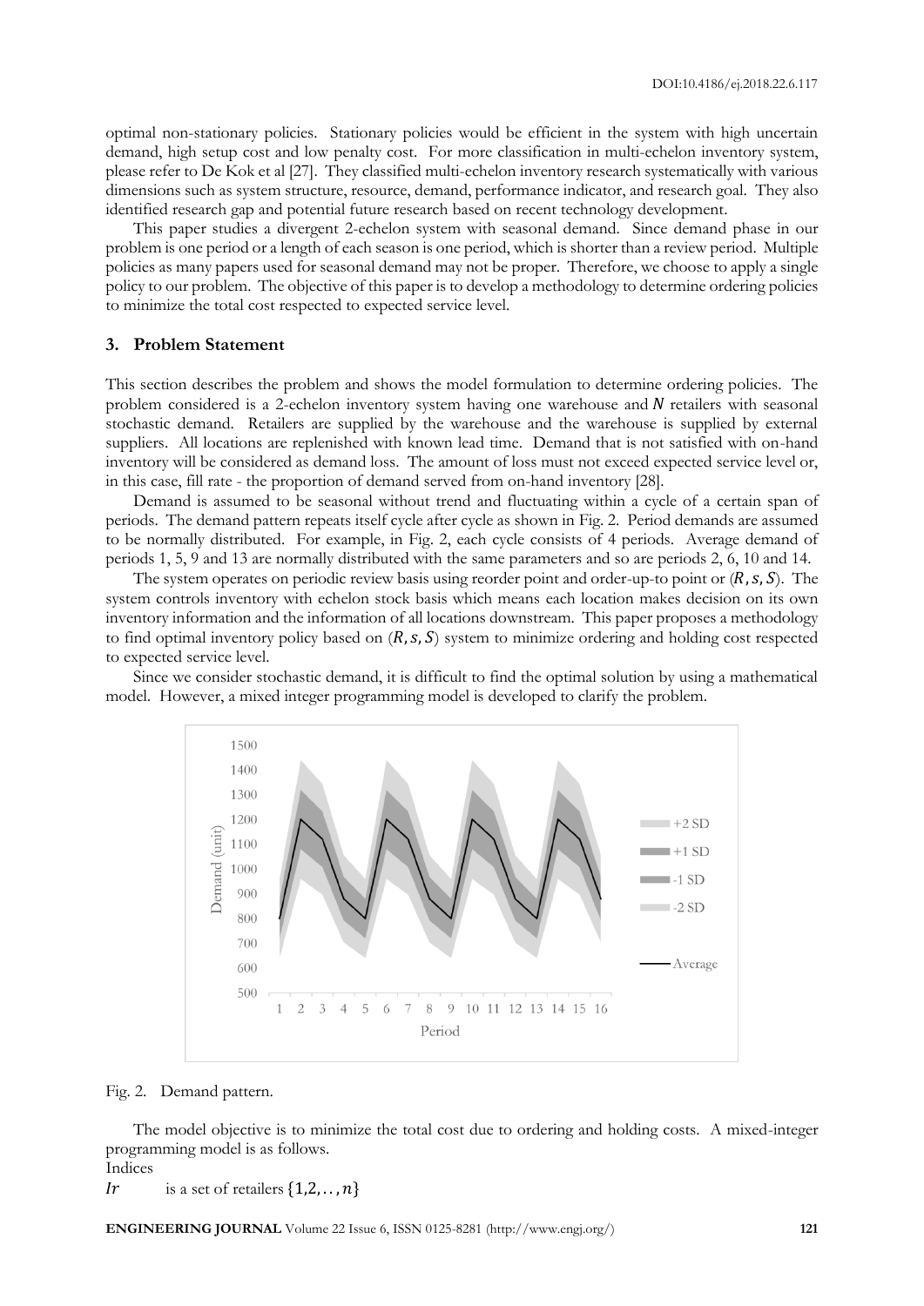optimal non-stationary policies. Stationary policies would be efficient in the system with high uncertain demand, high setup cost and low penalty cost. For more classification in multi-echelon inventory system, please refer to De Kok et al [27]. They classified multi-echelon inventory research systematically with various dimensions such as system structure, resource, demand, performance indicator, and research goal. They also identified research gap and potential future research based on recent technology development.

This paper studies a divergent 2-echelon system with seasonal demand. Since demand phase in our problem is one period or a length of each season is one period, which is shorter than a review period. Multiple policies as many papers used for seasonal demand may not be proper. Therefore, we choose to apply a single policy to our problem. The objective of this paper is to develop a methodology to determine ordering policies to minimize the total cost respected to expected service level.

## 3. Problem Statement

This section describes the problem and shows the model formulation to determine ordering policies. The problem considered is a 2-echelon inventory system having one warehouse and $N$ retailers with seasonal stochastic demand. Retailers are supplied by the warehouse and the warehouse is supplied by external suppliers. All locations are replenished with known lead time. Demand that is not satisfied with on-hand inventory will be considered as demand loss. The amount of loss must not exceed expected service level or, in this case, fill rate - the proportion of demand served from on-hand inventory [28].

Demand is assumed to be seasonal without trend and fluctuating within a cycle of a certain span of periods. The demand pattern repeats itself cycle after cycle as shown in Fig. 2. Period demands are assumed to be normally distributed. For example, in Fig. 2, each cycle consists of 4 periods. Average demand of periods 1, 5, 9 and 13 are normally distributed with the same parameters and so are periods 2, 6, 10 and 14.

The system operates on periodic review basis using reorder point and order-up-to point or $(R, s, S)$. The system controls inventory with echelon stock basis which means each location makes decision on its own inventory information and the information of all locations downstream. This paper proposes a methodology to find optimal inventory policy based on $(R, s, S)$ system to minimize ordering and holding cost respected to expected service level.

Since we consider stochastic demand, it is difficult to find the optimal solution by using a mathematical model. However, a mixed integer programming model is developed to clarify the problem.

Fig. 2. Demand pattern.

The model objective is to minimize the total cost due to ordering and holding costs. A mixed-integer programming model is as follows.

Indices

$Ir$ is a set of retailers $\{1,2,..,n\}$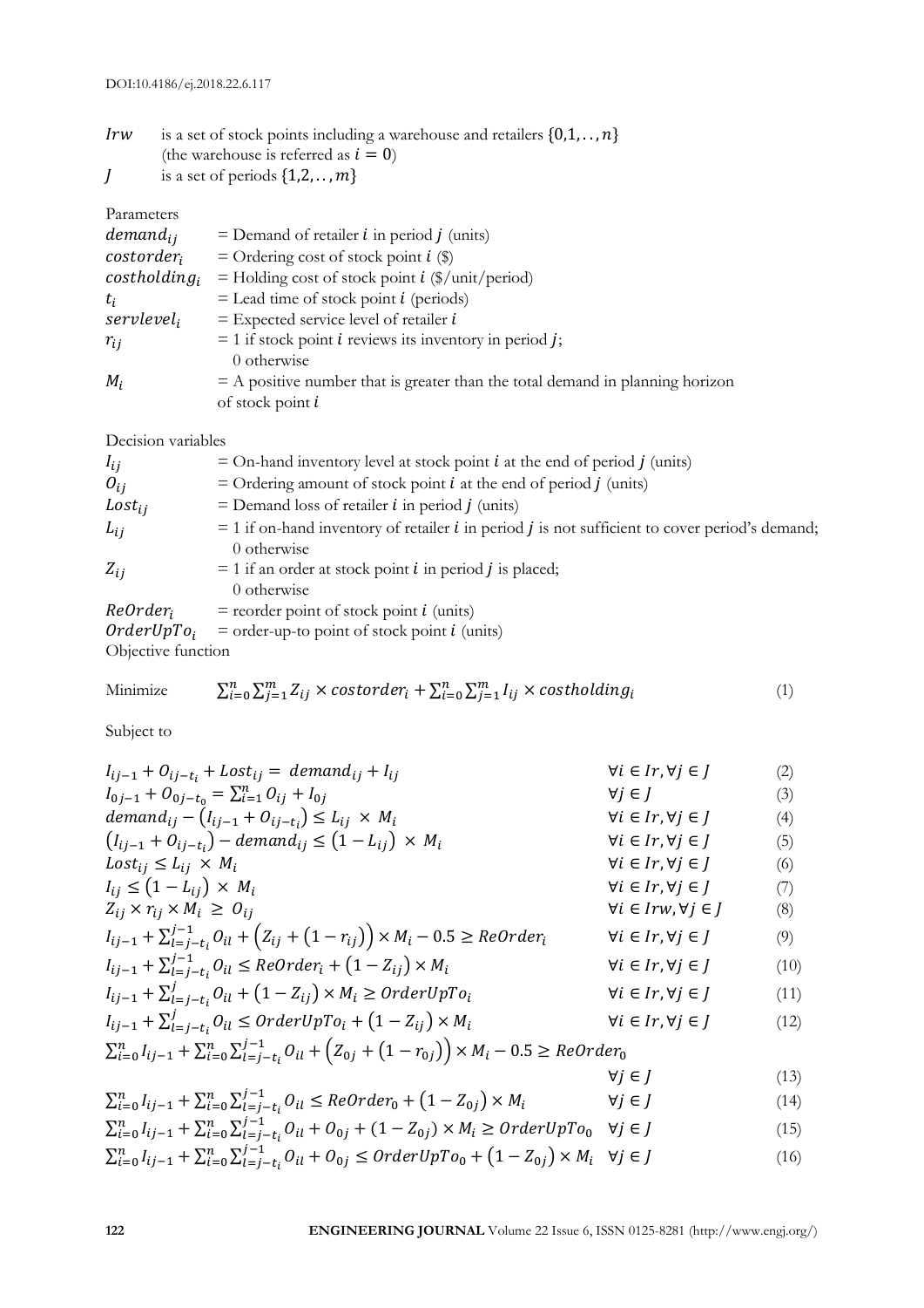DOI:10.4186/ej.2018.22.6.117

$Irw$ is a set of stock points including a warehouse and retailers $\{0,1,..,n\}$ (the warehouse is referred as $i = 0$)

$J$ is a set of periods $\{1,2,..,m\}$

Parameters

$demand_{ij}$ = Demand of retailer $i$ in period $j$ (units)

$costorder_i$ = Ordering cost of stock point $i$ (\$)

$costholding_i$ = Holding cost of stock point $i$ (\$/unit/period)

$t_i$ = Lead time of stock point $i$ (periods)

$servlevel_i$ = Expected service level of retailer $i$

$r_{ij}$ = 1 if stock point $i$ reviews its inventory in period $j$; 0 otherwise

$M_i$ = A positive number that is greater than the total demand in planning horizon of stock point $i$

Decision variables

$I_{ij}$ = On-hand inventory level at stock point $i$ at the end of period $j$ (units)

$O_{ij}$ = Ordering amount of stock point $i$ at the end of period $j$ (units)

$Lost_{ij}$ = Demand loss of retailer $i$ in period $j$ (units)

$L_{ij}$ = 1 if on-hand inventory of retailer $i$ in period $j$ is not sufficient to cover period's demand; 0 otherwise

$Z_{ij}$ = 1 if an order at stock point $i$ in period $j$ is placed; 0 otherwise

$ReOrder_i$ = reorder point of stock point $i$ (units)

$OrderUpTo_i$ = order-up-to point of stock point $i$ (units)

Objective function

Minimize
$$\sum_{i=0}^{n}\sum_{j=1}^{m} Z_{ij} \times costorder_i + \sum_{i=0}^{n}\sum_{j=1}^{m} I_{ij} \times costholding_i \tag{1}$$

Subject to

$$I_{ij-1} + O_{ij-t_i} + Lost_{ij} = demand_{ij} + I_{ij} \qquad \forall i \in Ir, \forall j \in J \tag{2}$$

$$I_{0j-1} + O_{0j-t_0} = \sum_{i=1}^{n} O_{ij} + I_{0j} \qquad \forall j \in J \tag{3}$$

$$demand_{ij} - \left(I_{ij-1} + O_{ij-t_i}\right) \le L_{ij} \times M_i \qquad \forall i \in Ir, \forall j \in J \tag{4}$$

$$\left(I_{ij-1} + O_{ij-t_i}\right) - demand_{ij} \le \left(1 - L_{ij}\right) \times M_i \qquad \forall i \in Ir, \forall j \in J \tag{5}$$

$$Lost_{ij} \le L_{ij} \times M_i \qquad \forall i \in Ir, \forall j \in J \tag{6}$$

$$I_{ij} \le \left(1 - L_{ij}\right) \times M_i \qquad \forall i \in Ir, \forall j \in J \tag{7}$$

$$Z_{ij} \times r_{ij} \times M_i \ge O_{ij} \qquad \forall i \in Irw, \forall j \in J \tag{8}$$

$$I_{ij-1} + \sum_{l=j-t_i}^{j-1} O_{il} + \left(Z_{ij} + \left(1 - r_{ij}\right)\right) \times M_i - 0.5 \ge ReOrder_i \qquad \forall i \in Ir, \forall j \in J \tag{9}$$

$$I_{ij-1} + \sum_{l=j-t_i}^{j-1} O_{il} \le ReOrder_i + \left(1 - Z_{ij}\right) \times M_i \qquad \forall i \in Ir, \forall j \in J \tag{10}$$

$$I_{ij-1} + \sum_{l=j-t_i}^{j} O_{il} + \left(1 - Z_{ij}\right) \times M_i \ge OrderUpTo_i \qquad \forall i \in Ir, \forall j \in J \tag{11}$$

$$I_{ij-1} + \sum_{l=j-t_i}^{j} O_{il} \le OrderUpTo_i + \left(1 - Z_{ij}\right) \times M_i \qquad \forall i \in Ir, \forall j \in J \tag{12}$$

$$\sum_{i=0}^{n} I_{ij-1} + \sum_{i=0}^{n}\sum_{l=j-t_i}^{j-1} O_{il} + \left(Z_{0j} + \left(1 - r_{0j}\right)\right) \times M_i - 0.5 \ge ReOrder_0 \qquad \forall j \in J \tag{13}$$

$$\sum_{i=0}^{n} I_{ij-1} + \sum_{i=0}^{n}\sum_{l=j-t_i}^{j-1} O_{il} \le ReOrder_0 + \left(1 - Z_{0j}\right) \times M_i \qquad \forall j \in J \tag{14}$$

$$\sum_{i=0}^{n} I_{ij-1} + \sum_{i=0}^{n}\sum_{l=j-t_i}^{j-1} O_{il} + O_{0j} + (1 - Z_{0j}) \times M_i \ge OrderUpTo_0 \qquad \forall j \in J \tag{15}$$

$$\sum_{i=0}^{n} I_{ij-1} + \sum_{i=0}^{n}\sum_{l=j-t_i}^{j-1} O_{il} + O_{0j} \le OrderUpTo_0 + \left(1 - Z_{0j}\right) \times M_i \qquad \forall j \in J \tag{16}$$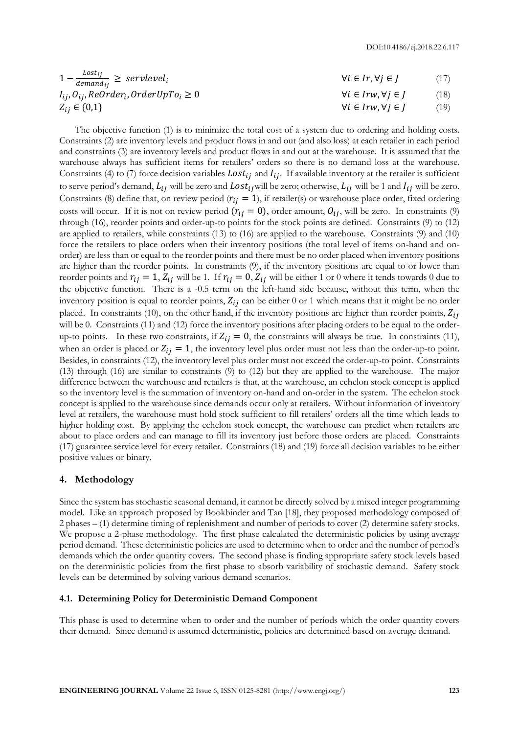$$1 - \frac{Lost_{ij}}{demand_{ij}} \geq servlevel_i \qquad \forall i \in Ir, \forall j \in J \qquad (17)$$

$$I_{ij}, O_{ij}, ReOrder_i, OrderUpTo_i \geq 0 \qquad \forall i \in Irw, \forall j \in J \qquad (18)$$

$$Z_{ij} \in \{0,1\} \qquad \forall i \in Irw, \forall j \in J \qquad (19)$$

The objective function (1) is to minimize the total cost of a system due to ordering and holding costs. Constraints (2) are inventory levels and product flows in and out (and also loss) at each retailer in each period and constraints (3) are inventory levels and product flows in and out at the warehouse. It is assumed that the warehouse always has sufficient items for retailers' orders so there is no demand loss at the warehouse. Constraints (4) to (7) force decision variables $Lost_{ij}$ and $I_{ij}$. If available inventory at the retailer is sufficient to serve period's demand, $L_{ij}$ will be zero and $Lost_{ij}$ will be zero; otherwise, $L_{ij}$ will be 1 and $I_{ij}$ will be zero. Constraints (8) define that, on review period ($r_{ij} = 1$), if retailer(s) or warehouse place order, fixed ordering costs will occur. If it is not on review period ($r_{ij} = 0$), order amount, $O_{ij}$, will be zero. In constraints (9) through (16), reorder points and order-up-to points for the stock points are defined. Constraints (9) to (12) are applied to retailers, while constraints (13) to (16) are applied to the warehouse. Constraints (9) and (10) force the retailers to place orders when their inventory positions (the total level of items on-hand and on-order) are less than or equal to the reorder points and there must be no order placed when inventory positions are higher than the reorder points. In constraints (9), if the inventory positions are equal to or lower than reorder points and $r_{ij} = 1$, $Z_{ij}$ will be 1. If $r_{ij} = 0$, $Z_{ij}$ will be either 1 or 0 where it tends towards 0 due to the objective function. There is a -0.5 term on the left-hand side because, without this term, when the inventory position is equal to reorder points, $Z_{ij}$ can be either 0 or 1 which means that it might be no order placed. In constraints (10), on the other hand, if the inventory positions are higher than reorder points, $Z_{ij}$ will be 0. Constraints (11) and (12) force the inventory positions after placing orders to be equal to the order-up-to points. In these two constraints, if $Z_{ij} = 0$, the constraints will always be true. In constraints (11), when an order is placed or $Z_{ij} = 1$, the inventory level plus order must not less than the order-up-to point. Besides, in constraints (12), the inventory level plus order must not exceed the order-up-to point. Constraints (13) through (16) are similar to constraints (9) to (12) but they are applied to the warehouse. The major difference between the warehouse and retailers is that, at the warehouse, an echelon stock concept is applied so the inventory level is the summation of inventory on-hand and on-order in the system. The echelon stock concept is applied to the warehouse since demands occur only at retailers. Without information of inventory level at retailers, the warehouse must hold stock sufficient to fill retailers' orders all the time which leads to higher holding cost. By applying the echelon stock concept, the warehouse can predict when retailers are about to place orders and can manage to fill its inventory just before those orders are placed. Constraints (17) guarantee service level for every retailer. Constraints (18) and (19) force all decision variables to be either positive values or binary.

## 4. Methodology

Since the system has stochastic seasonal demand, it cannot be directly solved by a mixed integer programming model. Like an approach proposed by Bookbinder and Tan [18], they proposed methodology composed of 2 phases – (1) determine timing of replenishment and number of periods to cover (2) determine safety stocks. We propose a 2-phase methodology. The first phase calculated the deterministic policies by using average period demand. These deterministic policies are used to determine when to order and the number of period's demands which the order quantity covers. The second phase is finding appropriate safety stock levels based on the deterministic policies from the first phase to absorb variability of stochastic demand. Safety stock levels can be determined by solving various demand scenarios.

### 4.1. Determining Policy for Deterministic Demand Component

This phase is used to determine when to order and the number of periods which the order quantity covers their demand. Since demand is assumed deterministic, policies are determined based on average demand.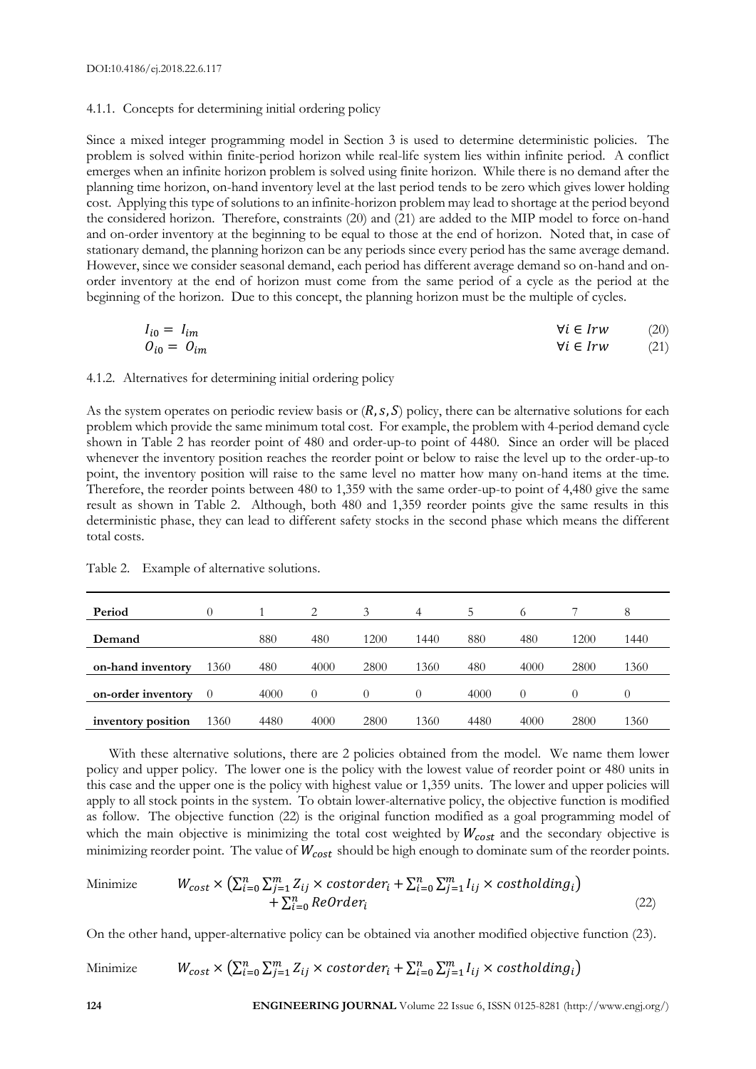#### 4.1.1. Concepts for determining initial ordering policy

Since a mixed integer programming model in Section 3 is used to determine deterministic policies. The problem is solved within finite-period horizon while real-life system lies within infinite period. A conflict emerges when an infinite horizon problem is solved using finite horizon. While there is no demand after the planning time horizon, on-hand inventory level at the last period tends to be zero which gives lower holding cost. Applying this type of solutions to an infinite-horizon problem may lead to shortage at the period beyond the considered horizon. Therefore, constraints (20) and (21) are added to the MIP model to force on-hand and on-order inventory at the beginning to be equal to those at the end of horizon. Noted that, in case of stationary demand, the planning horizon can be any periods since every period has the same average demand. However, since we consider seasonal demand, each period has different average demand so on-hand and on-order inventory at the end of horizon must come from the same period of a cycle as the period at the beginning of the horizon. Due to this concept, the planning horizon must be the multiple of cycles.

$$I_{i0} = I_{im} \qquad \forall i \in Irw \qquad (20)$$

$$O_{i0} = O_{im} \qquad \forall i \in Irw \qquad (21)$$

#### 4.1.2. Alternatives for determining initial ordering policy

As the system operates on periodic review basis or $(R, s, S)$ policy, there can be alternative solutions for each problem which provide the same minimum total cost. For example, the problem with 4-period demand cycle shown in Table 2 has reorder point of 480 and order-up-to point of 4480. Since an order will be placed whenever the inventory position reaches the reorder point or below to raise the level up to the order-up-to point, the inventory position will raise to the same level no matter how many on-hand items at the time. Therefore, the reorder points between 480 to 1,359 with the same order-up-to point of 4,480 give the same result as shown in Table 2. Although, both 480 and 1,359 reorder points give the same results in this deterministic phase, they can lead to different safety stocks in the second phase which means the different total costs.

Table 2. Example of alternative solutions.

| Period | 0 | 1 | 2 | 3 | 4 | 5 | 6 | 7 | 8 |
|---|---|---|---|---|---|---|---|---|---|
| **Demand** | | 880 | 480 | 1200 | 1440 | 880 | 480 | 1200 | 1440 |
| **on-hand inventory** | 1360 | 480 | 4000 | 2800 | 1360 | 480 | 4000 | 2800 | 1360 |
| **on-order inventory** | 0 | 4000 | 0 | 0 | 0 | 4000 | 0 | 0 | 0 |
| **inventory position** | 1360 | 4480 | 4000 | 2800 | 1360 | 4480 | 4000 | 2800 | 1360 |

With these alternative solutions, there are 2 policies obtained from the model. We name them lower policy and upper policy. The lower one is the policy with the lowest value of reorder point or 480 units in this case and the upper one is the policy with highest value or 1,359 units. The lower and upper policies will apply to all stock points in the system. To obtain lower-alternative policy, the objective function is modified as follow. The objective function (22) is the original function modified as a goal programming model of which the main objective is minimizing the total cost weighted by $W_{cost}$ and the secondary objective is minimizing reorder point. The value of $W_{cost}$ should be high enough to dominate sum of the reorder points.

$$\text{Minimize} \qquad W_{cost} \times \left(\sum_{i=0}^{n}\sum_{j=1}^{m} Z_{ij} \times costorder_i + \sum_{i=0}^{n}\sum_{j=1}^{m} I_{ij} \times costholding_i\right) + \sum_{i=0}^{n} ReOrder_i \qquad (22)$$

On the other hand, upper-alternative policy can be obtained via another modified objective function (23).

$$\text{Minimize} \qquad W_{cost} \times \left(\sum_{i=0}^{n}\sum_{j=1}^{m} Z_{ij} \times costorder_i + \sum_{i=0}^{n}\sum_{j=1}^{m} I_{ij} \times costholding_i\right)$$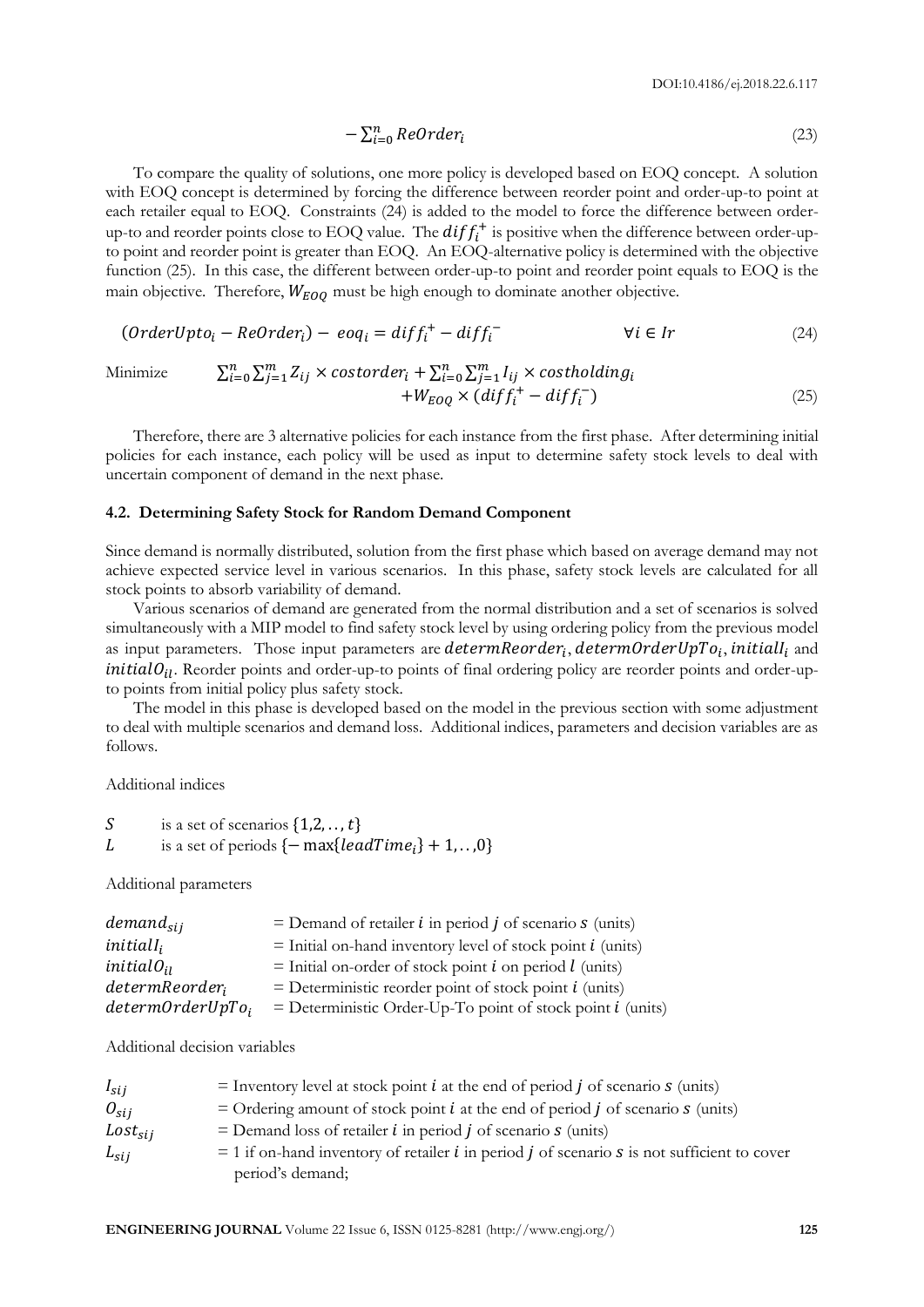$$-\sum_{i=0}^{n} ReOrder_i \tag{23}$$

To compare the quality of solutions, one more policy is developed based on EOQ concept. A solution with EOQ concept is determined by forcing the difference between reorder point and order-up-to point at each retailer equal to EOQ. Constraints (24) is added to the model to force the difference between order-up-to and reorder points close to EOQ value. The $diff_i^+$ is positive when the difference between order-up-to point and reorder point is greater than EOQ. An EOQ-alternative policy is determined with the objective function (25). In this case, the different between order-up-to point and reorder point equals to EOQ is the main objective. Therefore, $W_{EOQ}$ must be high enough to dominate another objective.

$$(OrderUpto_i - ReOrder_i) - eoq_i = diff_i^+ - diff_i^- \qquad \forall i \in Ir \tag{24}$$

Minimize
$$\sum_{i=0}^{n}\sum_{j=1}^{m} Z_{ij} \times costorder_i + \sum_{i=0}^{n}\sum_{j=1}^{m} I_{ij} \times costholding_i + W_{EOQ} \times (diff_i^+ - diff_i^-) \tag{25}$$

Therefore, there are 3 alternative policies for each instance from the first phase. After determining initial policies for each instance, each policy will be used as input to determine safety stock levels to deal with uncertain component of demand in the next phase.

### 4.2. Determining Safety Stock for Random Demand Component

Since demand is normally distributed, solution from the first phase which based on average demand may not achieve expected service level in various scenarios. In this phase, safety stock levels are calculated for all stock points to absorb variability of demand.

Various scenarios of demand are generated from the normal distribution and a set of scenarios is solved simultaneously with a MIP model to find safety stock level by using ordering policy from the previous model as input parameters. Those input parameters are $determReorder_i$, $determOrderUpTo_i$, $initialI_i$ and $initialO_{il}$. Reorder points and order-up-to points of final ordering policy are reorder points and order-up-to points from initial policy plus safety stock.

The model in this phase is developed based on the model in the previous section with some adjustment to deal with multiple scenarios and demand loss. Additional indices, parameters and decision variables are as follows.

Additional indices

$S$ is a set of scenarios $\{1,2,..,t\}$
$L$ is a set of periods $\{-\max\{leadTime_i\}+1,..,0\}$

Additional parameters

$demand_{sij}$ = Demand of retailer $i$ in period $j$ of scenario $s$ (units)
$initialI_i$ = Initial on-hand inventory level of stock point $i$ (units)
$initialO_{il}$ = Initial on-order of stock point $i$ on period $l$ (units)
$determReorder_i$ = Deterministic reorder point of stock point $i$ (units)
$determOrderUpTo_i$ = Deterministic Order-Up-To point of stock point $i$ (units)

Additional decision variables

$I_{sij}$ = Inventory level at stock point $i$ at the end of period $j$ of scenario $s$ (units)
$O_{sij}$ = Ordering amount of stock point $i$ at the end of period $j$ of scenario $s$ (units)
$Lost_{sij}$ = Demand loss of retailer $i$ in period $j$ of scenario $s$ (units)
$L_{sij}$ = 1 if on-hand inventory of retailer $i$ in period $j$ of scenario $s$ is not sufficient to cover period's demand;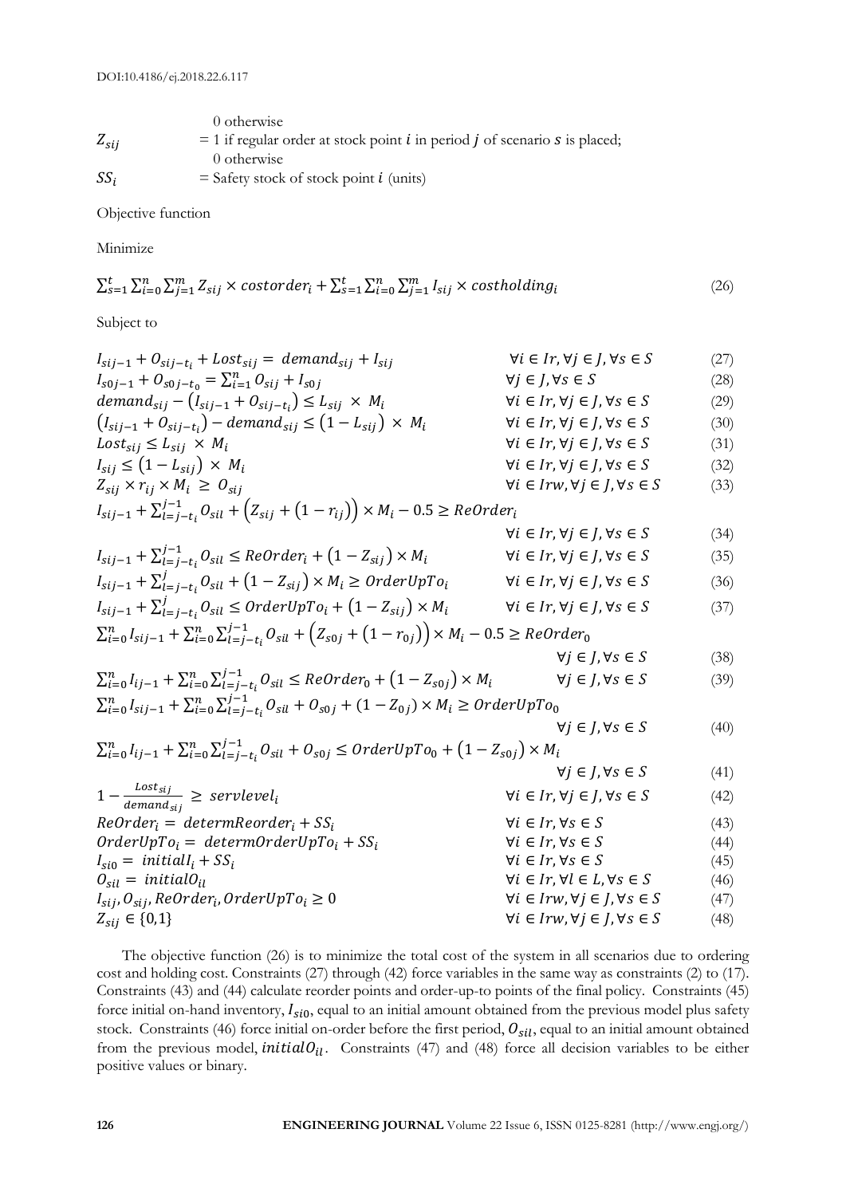| | |
|---|---|
| | 0 otherwise |
| $Z_{sij}$ | = 1 if regular order at stock point $i$ in period $j$ of scenario $s$ is placed; 0 otherwise |
| $SS_i$ | = Safety stock of stock point $i$ (units) |

Objective function

Minimize

$$\sum_{s=1}^{t}\sum_{i=0}^{n}\sum_{j=1}^{m} Z_{sij} \times costorder_i + \sum_{s=1}^{t}\sum_{i=0}^{n}\sum_{j=1}^{m} I_{sij} \times costholding_i \tag{26}$$

Subject to

$$I_{sij-1} + O_{sij-t_i} + Lost_{sij} = demand_{sij} + I_{sij} \qquad \forall i \in Ir, \forall j \in J, \forall s \in S \tag{27}$$

$$I_{s0j-1} + O_{s0j-t_0} = \sum_{i=1}^{n} O_{sij} + I_{s0j} \qquad \forall j \in J, \forall s \in S \tag{28}$$

$$demand_{sij} - \left(I_{sij-1} + O_{sij-t_i}\right) \leq L_{sij} \times M_i \qquad \forall i \in Ir, \forall j \in J, \forall s \in S \tag{29}$$

$$\left(I_{sij-1} + O_{sij-t_i}\right) - demand_{sij} \leq \left(1 - L_{sij}\right) \times M_i \qquad \forall i \in Ir, \forall j \in J, \forall s \in S \tag{30}$$

$$Lost_{sij} \leq L_{sij} \times M_i \qquad \forall i \in Ir, \forall j \in J, \forall s \in S \tag{31}$$

$$I_{sij} \leq \left(1 - L_{sij}\right) \times M_i \qquad \forall i \in Ir, \forall j \in J, \forall s \in S \tag{32}$$

$$Z_{sij} \times r_{ij} \times M_i \geq O_{sij} \qquad \forall i \in Irw, \forall j \in J, \forall s \in S \tag{33}$$

$$I_{sij-1} + \sum_{l=j-t_i}^{j-1} O_{sil} + \left(Z_{sij} + \left(1 - r_{ij}\right)\right) \times M_i - 0.5 \geq ReOrder_i \qquad \forall i \in Ir, \forall j \in J, \forall s \in S \tag{34}$$

$$I_{sij-1} + \sum_{l=j-t_i}^{j-1} O_{sil} \leq ReOrder_i + \left(1 - Z_{sij}\right) \times M_i \qquad \forall i \in Ir, \forall j \in J, \forall s \in S \tag{35}$$

$$I_{sij-1} + \sum_{l=j-t_i}^{j} O_{sil} + \left(1 - Z_{sij}\right) \times M_i \geq OrderUpTo_i \qquad \forall i \in Ir, \forall j \in J, \forall s \in S \tag{36}$$

$$I_{sij-1} + \sum_{l=j-t_i}^{j} O_{sil} \leq OrderUpTo_i + \left(1 - Z_{sij}\right) \times M_i \qquad \forall i \in Ir, \forall j \in J, \forall s \in S \tag{37}$$

$$\sum_{i=0}^{n} I_{sij-1} + \sum_{i=0}^{n}\sum_{l=j-t_i}^{j-1} O_{sil} + \left(Z_{s0j} + \left(1 - r_{0j}\right)\right) \times M_i - 0.5 \geq ReOrder_0 \qquad \forall j \in J, \forall s \in S \tag{38}$$

$$\sum_{i=0}^{n} I_{ij-1} + \sum_{i=0}^{n}\sum_{l=j-t_i}^{j-1} O_{sil} \leq ReOrder_0 + \left(1 - Z_{s0j}\right) \times M_i \qquad \forall j \in J, \forall s \in S \tag{39}$$

$$\sum_{i=0}^{n} I_{sij-1} + \sum_{i=0}^{n}\sum_{l=j-t_i}^{j-1} O_{sil} + O_{s0j} + (1 - Z_{0j}) \times M_i \geq OrderUpTo_0 \qquad \forall j \in J, \forall s \in S \tag{40}$$

$$\sum_{i=0}^{n} I_{ij-1} + \sum_{i=0}^{n}\sum_{l=j-t_i}^{j-1} O_{sil} + O_{s0j} \leq OrderUpTo_0 + \left(1 - Z_{s0j}\right) \times M_i \qquad \forall j \in J, \forall s \in S \tag{41}$$

$$1 - \frac{Lost_{sij}}{demand_{sij}} \geq servlevel_i \qquad \forall i \in Ir, \forall j \in J, \forall s \in S \tag{42}$$

$$ReOrder_i = determReorder_i + SS_i \qquad \forall i \in Ir, \forall s \in S \tag{43}$$

$$OrderUpTo_i = determOrderUpTo_i + SS_i \qquad \forall i \in Ir, \forall s \in S \tag{44}$$

$$I_{si0} = initialI_i + SS_i \qquad \forall i \in Ir, \forall s \in S \tag{45}$$

$$O_{sil} = initialO_{il} \qquad \forall i \in Ir, \forall l \in L, \forall s \in S \tag{46}$$

$$I_{sij}, O_{sij}, ReOrder_i, OrderUpTo_i \geq 0 \qquad \forall i \in Irw, \forall j \in J, \forall s \in S \tag{47}$$

$$Z_{sij} \in \{0,1\} \qquad \forall i \in Irw, \forall j \in J, \forall s \in S \tag{48}$$

The objective function (26) is to minimize the total cost of the system in all scenarios due to ordering cost and holding cost. Constraints (27) through (42) force variables in the same way as constraints (2) to (17). Constraints (43) and (44) calculate reorder points and order-up-to points of the final policy. Constraints (45) force initial on-hand inventory, $I_{si0}$, equal to an initial amount obtained from the previous model plus safety stock. Constraints (46) force initial on-order before the first period, $O_{sil}$, equal to an initial amount obtained from the previous model, $initialO_{il}$. Constraints (47) and (48) force all decision variables to be either positive values or binary.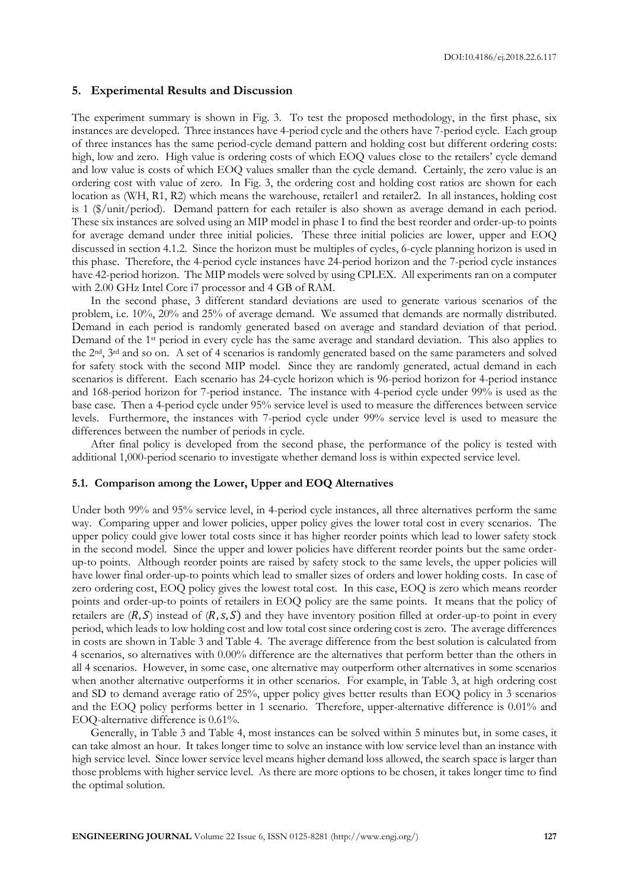## 5. Experimental Results and Discussion

The experiment summary is shown in Fig. 3. To test the proposed methodology, in the first phase, six instances are developed. Three instances have 4-period cycle and the others have 7-period cycle. Each group of three instances has the same period-cycle demand pattern and holding cost but different ordering costs: high, low and zero. High value is ordering costs of which EOQ values close to the retailers' cycle demand and low value is costs of which EOQ values smaller than the cycle demand. Certainly, the zero value is an ordering cost with value of zero. In Fig. 3, the ordering cost and holding cost ratios are shown for each location as (WH, R1, R2) which means the warehouse, retailer1 and retailer2. In all instances, holding cost is 1 ($/unit/period). Demand pattern for each retailer is also shown as average demand in each period. These six instances are solved using an MIP model in phase I to find the best reorder and order-up-to points for average demand under three initial policies. These three initial policies are lower, upper and EOQ discussed in section 4.1.2. Since the horizon must be multiples of cycles, 6-cycle planning horizon is used in this phase. Therefore, the 4-period cycle instances have 24-period horizon and the 7-period cycle instances have 42-period horizon. The MIP models were solved by using CPLEX. All experiments ran on a computer with 2.00 GHz Intel Core i7 processor and 4 GB of RAM.

In the second phase, 3 different standard deviations are used to generate various scenarios of the problem, i.e. 10%, 20% and 25% of average demand. We assumed that demands are normally distributed. Demand in each period is randomly generated based on average and standard deviation of that period. Demand of the 1st period in every cycle has the same average and standard deviation. This also applies to the 2nd, 3rd and so on. A set of 4 scenarios is randomly generated based on the same parameters and solved for safety stock with the second MIP model. Since they are randomly generated, actual demand in each scenarios is different. Each scenario has 24-cycle horizon which is 96-period horizon for 4-period instance and 168-period horizon for 7-period instance. The instance with 4-period cycle under 99% is used as the base case. Then a 4-period cycle under 95% service level is used to measure the differences between service levels. Furthermore, the instances with 7-period cycle under 99% service level is used to measure the differences between the number of periods in cycle.

After final policy is developed from the second phase, the performance of the policy is tested with additional 1,000-period scenario to investigate whether demand loss is within expected service level.

### 5.1. Comparison among the Lower, Upper and EOQ Alternatives

Under both 99% and 95% service level, in 4-period cycle instances, all three alternatives perform the same way. Comparing upper and lower policies, upper policy gives the lower total cost in every scenarios. The upper policy could give lower total costs since it has higher reorder points which lead to lower safety stock in the second model. Since the upper and lower policies have different reorder points but the same order-up-to points. Although reorder points are raised by safety stock to the same levels, the upper policies will have lower final order-up-to points which lead to smaller sizes of orders and lower holding costs. In case of zero ordering cost, EOQ policy gives the lowest total cost. In this case, EOQ is zero which means reorder points and order-up-to points of retailers in EOQ policy are the same points. It means that the policy of retailers are $(R, S)$ instead of $(R, s, S)$ and they have inventory position filled at order-up-to point in every period, which leads to low holding cost and low total cost since ordering cost is zero. The average differences in costs are shown in Table 3 and Table 4. The average difference from the best solution is calculated from 4 scenarios, so alternatives with 0.00% difference are the alternatives that perform better than the others in all 4 scenarios. However, in some case, one alternative may outperform other alternatives in some scenarios when another alternative outperforms it in other scenarios. For example, in Table 3, at high ordering cost and SD to demand average ratio of 25%, upper policy gives better results than EOQ policy in 3 scenarios and the EOQ policy performs better in 1 scenario. Therefore, upper-alternative difference is 0.01% and EOQ-alternative difference is 0.61%.

Generally, in Table 3 and Table 4, most instances can be solved within 5 minutes but, in some cases, it can take almost an hour. It takes longer time to solve an instance with low service level than an instance with high service level. Since lower service level means higher demand loss allowed, the search space is larger than those problems with higher service level. As there are more options to be chosen, it takes longer time to find the optimal solution.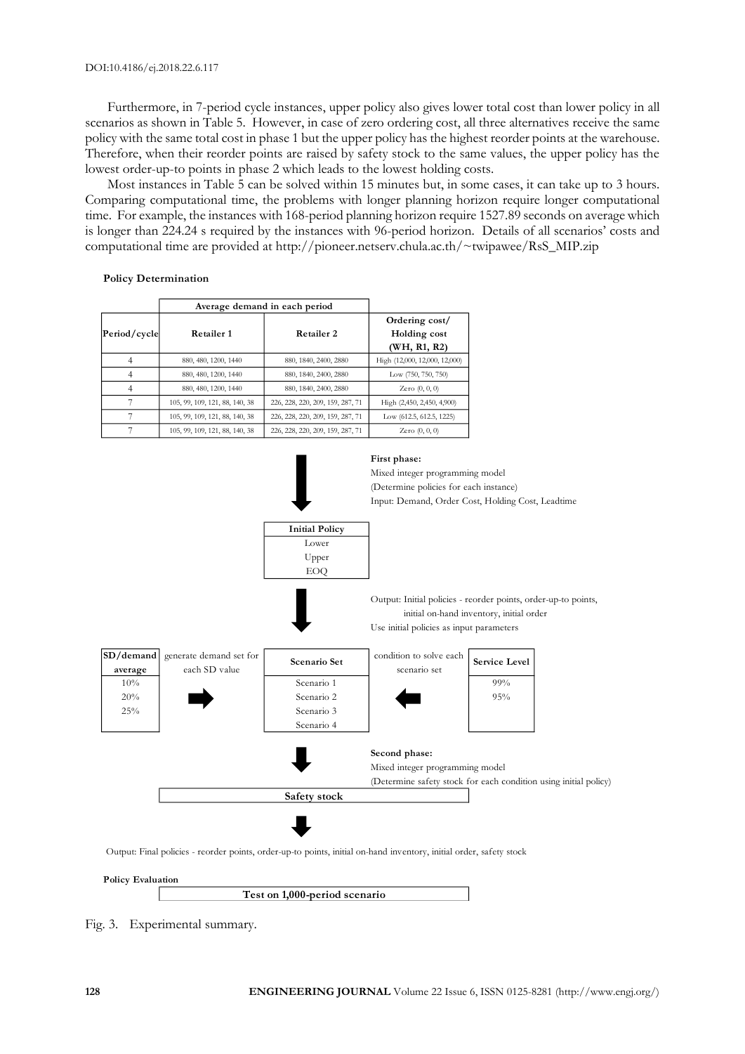Furthermore, in 7-period cycle instances, upper policy also gives lower total cost than lower policy in all scenarios as shown in Table 5. However, in case of zero ordering cost, all three alternatives receive the same policy with the same total cost in phase 1 but the upper policy has the highest reorder points at the warehouse. Therefore, when their reorder points are raised by safety stock to the same values, the upper policy has the lowest order-up-to points in phase 2 which leads to the lowest holding costs.

Most instances in Table 5 can be solved within 15 minutes but, in some cases, it can take up to 3 hours. Comparing computational time, the problems with longer planning horizon require longer computational time. For example, the instances with 168-period planning horizon require 1527.89 seconds on average which is longer than 224.24 s required by the instances with 96-period horizon. Details of all scenarios' costs and computational time are provided at http://pioneer.netserv.chula.ac.th/~twipawee/RsS_MIP.zip

**Policy Determination**

| Period/cycle | Average demand in each period: Retailer 1 | Average demand in each period: Retailer 2 | Ordering cost/ Holding cost (WH, R1, R2) |
|---|---|---|---|
| 4 | 880, 480, 1200, 1440 | 880, 1840, 2400, 2880 | High (12,000, 12,000, 12,000) |
| 4 | 880, 480, 1200, 1440 | 880, 1840, 2400, 2880 | Low (750, 750, 750) |
| 4 | 880, 480, 1200, 1440 | 880, 1840, 2400, 2880 | Zero (0, 0, 0) |
| 7 | 105, 99, 109, 121, 88, 140, 38 | 226, 228, 220, 209, 159, 287, 71 | High (2,450, 2,450, 4,900) |
| 7 | 105, 99, 109, 121, 88, 140, 38 | 226, 228, 220, 209, 159, 287, 71 | Low (612.5, 612.5, 1225) |
| 7 | 105, 99, 109, 121, 88, 140, 38 | 226, 228, 220, 209, 159, 287, 71 | Zero (0, 0, 0) |

**First phase:**
Mixed integer programming model
(Determine policies for each instance)
Input: Demand, Order Cost, Holding Cost, Leadtime

| Initial Policy |
|---|
| Lower |
| Upper |
| EOQ |

Output: Initial policies - reorder points, order-up-to points, initial on-hand inventory, initial order
Use initial policies as input parameters

| SD/demand average | | Scenario Set | | Service Level |
|---|---|---|---|---|
| 10% | generate demand set for each SD value | Scenario 1 | condition to solve each scenario set | 99% |
| 20% | | Scenario 2 | | 95% |
| 25% | | Scenario 3 | | |
| | | Scenario 4 | | |

**Second phase:**
Mixed integer programming model
(Determine safety stock for each condition using initial policy)

**Safety stock**

Output: Final policies - reorder points, order-up-to points, initial on-hand inventory, initial order, safety stock

**Policy Evaluation**

**Test on 1,000-period scenario**

Fig. 3. Experimental summary.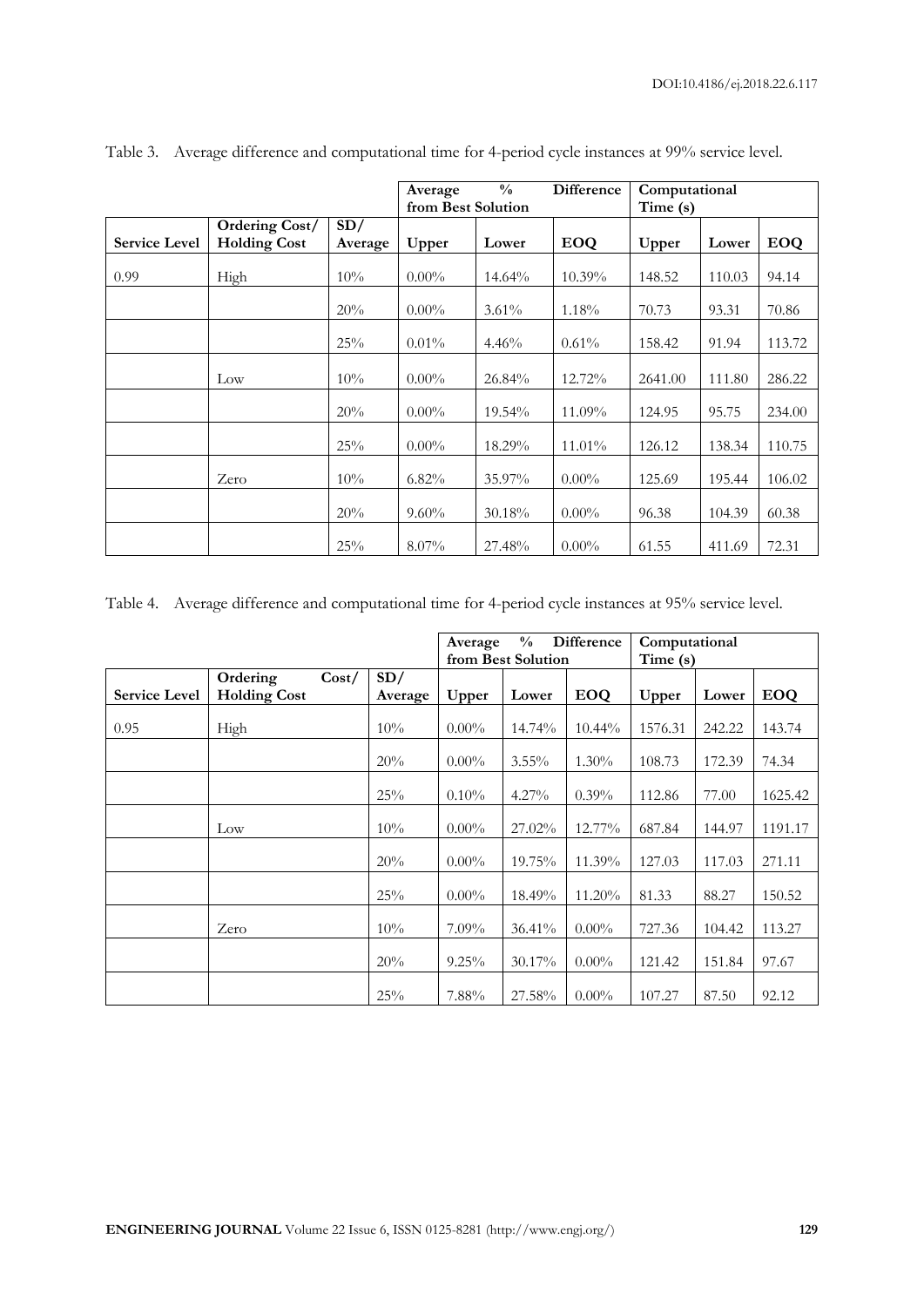Table 3. Average difference and computational time for 4-period cycle instances at 99% service level.

| | | | Average % Difference from Best Solution | | | Computational Time (s) | | |
|---|---|---|---|---|---|---|---|---|
| **Service Level** | **Ordering Cost/ Holding Cost** | **SD/ Average** | **Upper** | **Lower** | **EOQ** | **Upper** | **Lower** | **EOQ** |
| 0.99 | High | 10% | 0.00% | 14.64% | 10.39% | 148.52 | 110.03 | 94.14 |
| | | 20% | 0.00% | 3.61% | 1.18% | 70.73 | 93.31 | 70.86 |
| | | 25% | 0.01% | 4.46% | 0.61% | 158.42 | 91.94 | 113.72 |
| | Low | 10% | 0.00% | 26.84% | 12.72% | 2641.00 | 111.80 | 286.22 |
| | | 20% | 0.00% | 19.54% | 11.09% | 124.95 | 95.75 | 234.00 |
| | | 25% | 0.00% | 18.29% | 11.01% | 126.12 | 138.34 | 110.75 |
| | Zero | 10% | 6.82% | 35.97% | 0.00% | 125.69 | 195.44 | 106.02 |
| | | 20% | 9.60% | 30.18% | 0.00% | 96.38 | 104.39 | 60.38 |
| | | 25% | 8.07% | 27.48% | 0.00% | 61.55 | 411.69 | 72.31 |

Table 4. Average difference and computational time for 4-period cycle instances at 95% service level.

| | | | Average % Difference from Best Solution | | | Computational Time (s) | | |
|---|---|---|---|---|---|---|---|---|
| **Service Level** | **Ordering Cost/ Holding Cost** | **SD/ Average** | **Upper** | **Lower** | **EOQ** | **Upper** | **Lower** | **EOQ** |
| 0.95 | High | 10% | 0.00% | 14.74% | 10.44% | 1576.31 | 242.22 | 143.74 |
| | | 20% | 0.00% | 3.55% | 1.30% | 108.73 | 172.39 | 74.34 |
| | | 25% | 0.10% | 4.27% | 0.39% | 112.86 | 77.00 | 1625.42 |
| | Low | 10% | 0.00% | 27.02% | 12.77% | 687.84 | 144.97 | 1191.17 |
| | | 20% | 0.00% | 19.75% | 11.39% | 127.03 | 117.03 | 271.11 |
| | | 25% | 0.00% | 18.49% | 11.20% | 81.33 | 88.27 | 150.52 |
| | Zero | 10% | 7.09% | 36.41% | 0.00% | 727.36 | 104.42 | 113.27 |
| | | 20% | 9.25% | 30.17% | 0.00% | 121.42 | 151.84 | 97.67 |
| | | 25% | 7.88% | 27.58% | 0.00% | 107.27 | 87.50 | 92.12 |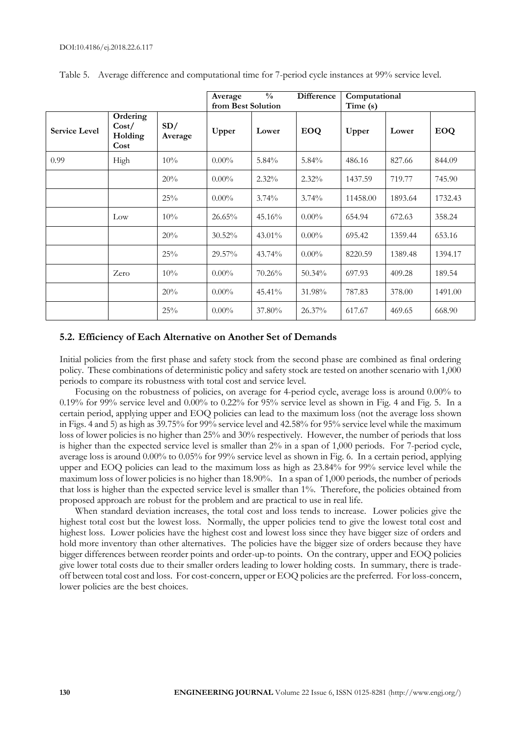Table 5. Average difference and computational time for 7-period cycle instances at 99% service level.

| | | | Average % Difference from Best Solution | | | Computational Time (s) | | |
|---|---|---|---|---|---|---|---|---|
| Service Level | Ordering Cost/ Holding Cost | SD/ Average | Upper | Lower | EOQ | Upper | Lower | EOQ |
| 0.99 | High | 10% | 0.00% | 5.84% | 5.84% | 486.16 | 827.66 | 844.09 |
| | | 20% | 0.00% | 2.32% | 2.32% | 1437.59 | 719.77 | 745.90 |
| | | 25% | 0.00% | 3.74% | 3.74% | 11458.00 | 1893.64 | 1732.43 |
| | Low | 10% | 26.65% | 45.16% | 0.00% | 654.94 | 672.63 | 358.24 |
| | | 20% | 30.52% | 43.01% | 0.00% | 695.42 | 1359.44 | 653.16 |
| | | 25% | 29.57% | 43.74% | 0.00% | 8220.59 | 1389.48 | 1394.17 |
| | Zero | 10% | 0.00% | 70.26% | 50.34% | 697.93 | 409.28 | 189.54 |
| | | 20% | 0.00% | 45.41% | 31.98% | 787.83 | 378.00 | 1491.00 |
| | | 25% | 0.00% | 37.80% | 26.37% | 617.67 | 469.65 | 668.90 |

### 5.2. Efficiency of Each Alternative on Another Set of Demands

Initial policies from the first phase and safety stock from the second phase are combined as final ordering policy. These combinations of deterministic policy and safety stock are tested on another scenario with 1,000 periods to compare its robustness with total cost and service level.

Focusing on the robustness of policies, on average for 4-period cycle, average loss is around 0.00% to 0.19% for 99% service level and 0.00% to 0.22% for 95% service level as shown in Fig. 4 and Fig. 5. In a certain period, applying upper and EOQ policies can lead to the maximum loss (not the average loss shown in Figs. 4 and 5) as high as 39.75% for 99% service level and 42.58% for 95% service level while the maximum loss of lower policies is no higher than 25% and 30% respectively. However, the number of periods that loss is higher than the expected service level is smaller than 2% in a span of 1,000 periods. For 7-period cycle, average loss is around 0.00% to 0.05% for 99% service level as shown in Fig. 6. In a certain period, applying upper and EOQ policies can lead to the maximum loss as high as 23.84% for 99% service level while the maximum loss of lower policies is no higher than 18.90%. In a span of 1,000 periods, the number of periods that loss is higher than the expected service level is smaller than 1%. Therefore, the policies obtained from proposed approach are robust for the problem and are practical to use in real life.

When standard deviation increases, the total cost and loss tends to increase. Lower policies give the highest total cost but the lowest loss. Normally, the upper policies tend to give the lowest total cost and highest loss. Lower policies have the highest cost and lowest loss since they have bigger size of orders and hold more inventory than other alternatives. The policies have the bigger size of orders because they have bigger differences between reorder points and order-up-to points. On the contrary, upper and EOQ policies give lower total costs due to their smaller orders leading to lower holding costs. In summary, there is trade-off between total cost and loss. For cost-concern, upper or EOQ policies are the preferred. For loss-concern, lower policies are the best choices.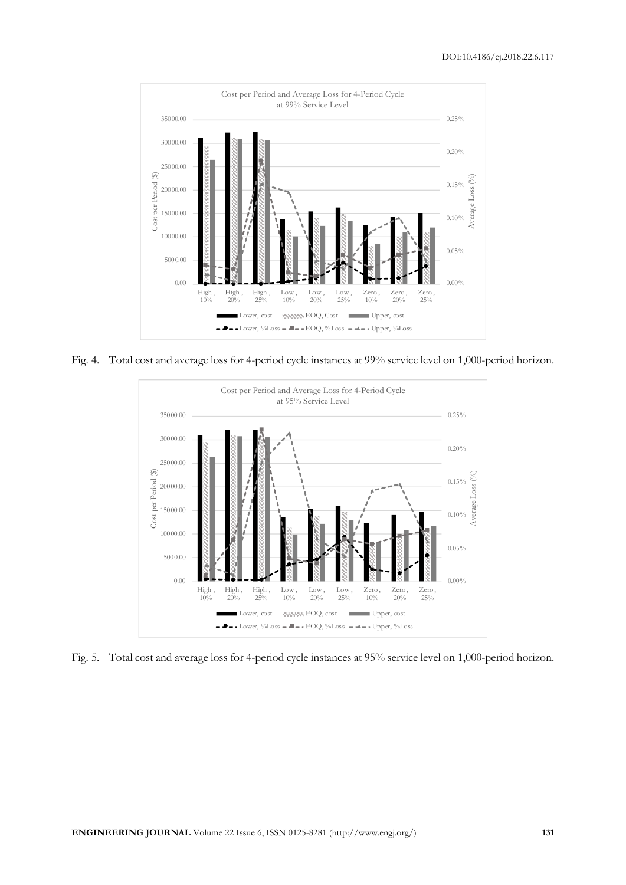Fig. 4. Total cost and average loss for 4-period cycle instances at 99% service level on 1,000-period horizon.

Fig. 5. Total cost and average loss for 4-period cycle instances at 95% service level on 1,000-period horizon.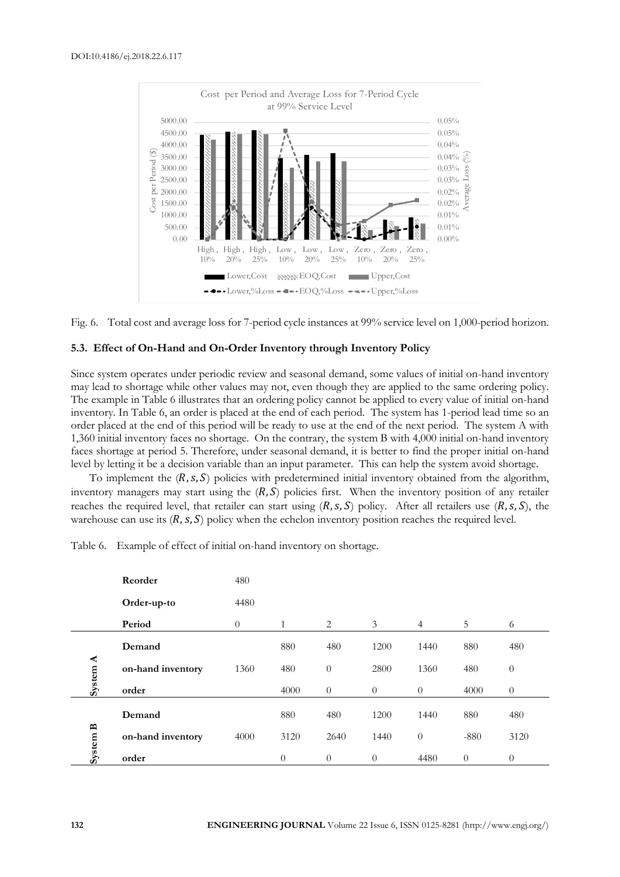Fig. 6. Total cost and average loss for 7-period cycle instances at 99% service level on 1,000-period horizon.

### 5.3. Effect of On-Hand and On-Order Inventory through Inventory Policy

Since system operates under periodic review and seasonal demand, some values of initial on-hand inventory may lead to shortage while other values may not, even though they are applied to the same ordering policy. The example in Table 6 illustrates that an ordering policy cannot be applied to every value of initial on-hand inventory. In Table 6, an order is placed at the end of each period. The system has 1-period lead time so an order placed at the end of this period will be ready to use at the end of the next period. The system A with 1,360 initial inventory faces no shortage. On the contrary, the system B with 4,000 initial on-hand inventory faces shortage at period 5. Therefore, under seasonal demand, it is better to find the proper initial on-hand level by letting it be a decision variable than an input parameter. This can help the system avoid shortage.

To implement the $(R, s, S)$ policies with predetermined initial inventory obtained from the algorithm, inventory managers may start using the $(R, S)$ policies first. When the inventory position of any retailer reaches the required level, that retailer can start using $(R, s, S)$ policy. After all retailers use $(R, s, S)$, the warehouse can use its $(R, s, S)$ policy when the echelon inventory position reaches the required level.

Table 6. Example of effect of initial on-hand inventory on shortage.

| | **Reorder** | 480 | | | | | | |
|---|---|---|---|---|---|---|---|---|
| | **Order-up-to** | 4480 | | | | | | |
| | **Period** | 0 | 1 | 2 | 3 | 4 | 5 | 6 |
| **System A** | **Demand** | | 880 | 480 | 1200 | 1440 | 880 | 480 |
| | **on-hand inventory** | 1360 | 480 | 0 | 2800 | 1360 | 480 | 0 |
| | **order** | | 4000 | 0 | 0 | 0 | 4000 | 0 |
| **System B** | **Demand** | | 880 | 480 | 1200 | 1440 | 880 | 480 |
| | **on-hand inventory** | 4000 | 3120 | 2640 | 1440 | 0 | -880 | 3120 |
| | **order** | | 0 | 0 | 0 | 4480 | 0 | 0 |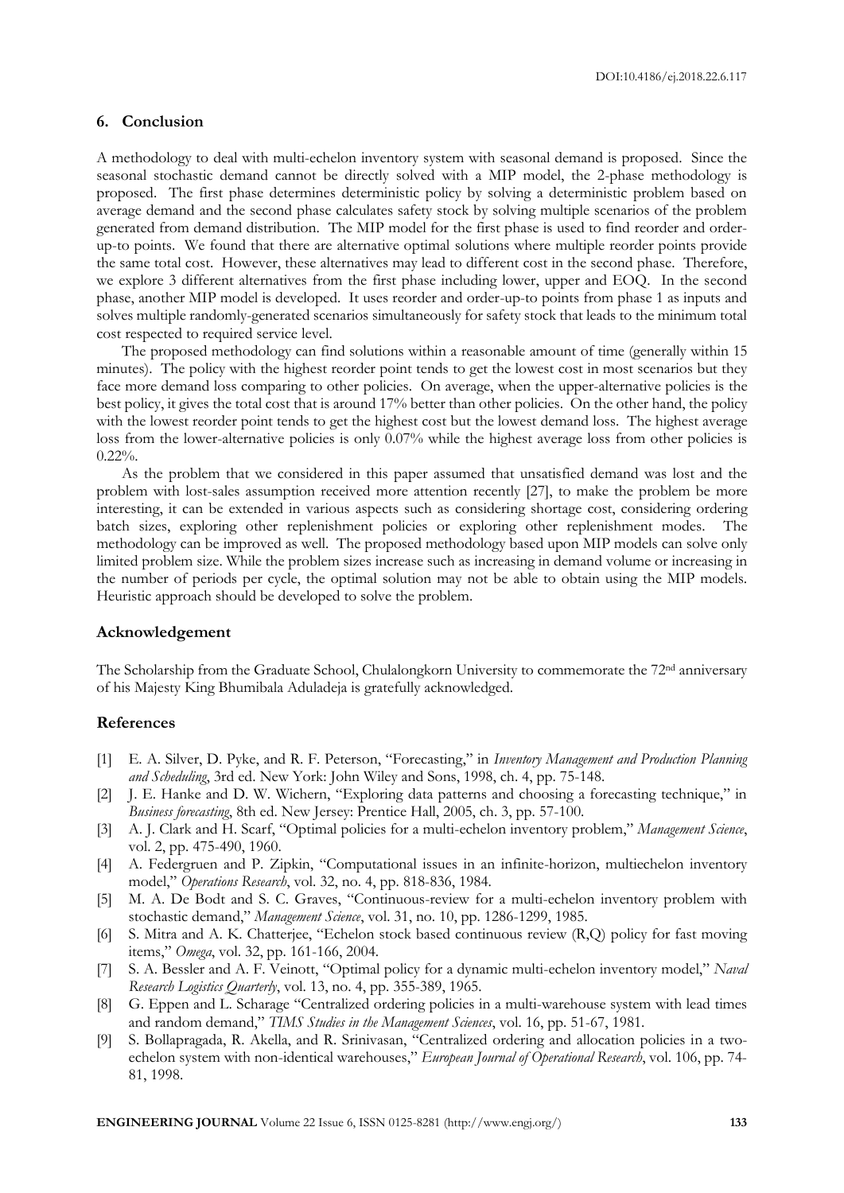## 6. Conclusion

A methodology to deal with multi-echelon inventory system with seasonal demand is proposed. Since the seasonal stochastic demand cannot be directly solved with a MIP model, the 2-phase methodology is proposed. The first phase determines deterministic policy by solving a deterministic problem based on average demand and the second phase calculates safety stock by solving multiple scenarios of the problem generated from demand distribution. The MIP model for the first phase is used to find reorder and order-up-to points. We found that there are alternative optimal solutions where multiple reorder points provide the same total cost. However, these alternatives may lead to different cost in the second phase. Therefore, we explore 3 different alternatives from the first phase including lower, upper and EOQ. In the second phase, another MIP model is developed. It uses reorder and order-up-to points from phase 1 as inputs and solves multiple randomly-generated scenarios simultaneously for safety stock that leads to the minimum total cost respected to required service level.

The proposed methodology can find solutions within a reasonable amount of time (generally within 15 minutes). The policy with the highest reorder point tends to get the lowest cost in most scenarios but they face more demand loss comparing to other policies. On average, when the upper-alternative policies is the best policy, it gives the total cost that is around 17% better than other policies. On the other hand, the policy with the lowest reorder point tends to get the highest cost but the lowest demand loss. The highest average loss from the lower-alternative policies is only 0.07% while the highest average loss from other policies is 0.22%.

As the problem that we considered in this paper assumed that unsatisfied demand was lost and the problem with lost-sales assumption received more attention recently [27], to make the problem be more interesting, it can be extended in various aspects such as considering shortage cost, considering ordering batch sizes, exploring other replenishment policies or exploring other replenishment modes. The methodology can be improved as well. The proposed methodology based upon MIP models can solve only limited problem size. While the problem sizes increase such as increasing in demand volume or increasing in the number of periods per cycle, the optimal solution may not be able to obtain using the MIP models. Heuristic approach should be developed to solve the problem.

## Acknowledgement

The Scholarship from the Graduate School, Chulalongkorn University to commemorate the 72nd anniversary of his Majesty King Bhumibala Aduladeja is gratefully acknowledged.

## References

[1] E. A. Silver, D. Pyke, and R. F. Peterson, "Forecasting," in *Inventory Management and Production Planning and Scheduling*, 3rd ed. New York: John Wiley and Sons, 1998, ch. 4, pp. 75-148.

[2] J. E. Hanke and D. W. Wichern, "Exploring data patterns and choosing a forecasting technique," in *Business forecasting*, 8th ed. New Jersey: Prentice Hall, 2005, ch. 3, pp. 57-100.

[3] A. J. Clark and H. Scarf, "Optimal policies for a multi-echelon inventory problem," *Management Science*, vol. 2, pp. 475-490, 1960.

[4] A. Federgruen and P. Zipkin, "Computational issues in an infinite-horizon, multiechelon inventory model," *Operations Research*, vol. 32, no. 4, pp. 818-836, 1984.

[5] M. A. De Bodt and S. C. Graves, "Continuous-review for a multi-echelon inventory problem with stochastic demand," *Management Science*, vol. 31, no. 10, pp. 1286-1299, 1985.

[6] S. Mitra and A. K. Chatterjee, "Echelon stock based continuous review (R,Q) policy for fast moving items," *Omega*, vol. 32, pp. 161-166, 2004.

[7] S. A. Bessler and A. F. Veinott, "Optimal policy for a dynamic multi-echelon inventory model," *Naval Research Logistics Quarterly*, vol. 13, no. 4, pp. 355-389, 1965.

[8] G. Eppen and L. Scharage "Centralized ordering policies in a multi-warehouse system with lead times and random demand," *TIMS Studies in the Management Sciences*, vol. 16, pp. 51-67, 1981.

[9] S. Bollapragada, R. Akella, and R. Srinivasan, "Centralized ordering and allocation policies in a two-echelon system with non-identical warehouses," *European Journal of Operational Research*, vol. 106, pp. 74-81, 1998.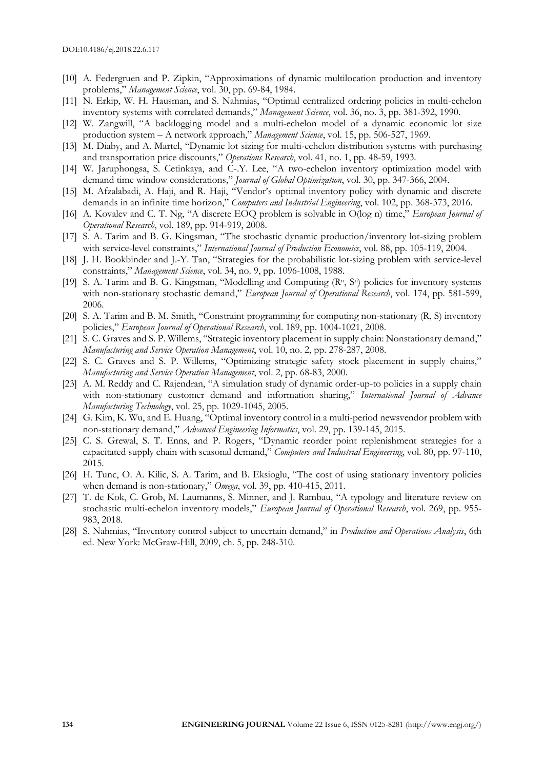[10] A. Federgruen and P. Zipkin, "Approximations of dynamic multilocation production and inventory problems," *Management Science*, vol. 30, pp. 69-84, 1984.

[11] N. Erkip, W. H. Hausman, and S. Nahmias, "Optimal centralized ordering policies in multi-echelon inventory systems with correlated demands," *Management Science*, vol. 36, no. 3, pp. 381-392, 1990.

[12] W. Zangwill, "A backlogging model and a multi-echelon model of a dynamic economic lot size production system – A network approach," *Management Science*, vol. 15, pp. 506-527, 1969.

[13] M. Diaby, and A. Martel, "Dynamic lot sizing for multi-echelon distribution systems with purchasing and transportation price discounts," *Operations Research*, vol. 41, no. 1, pp. 48-59, 1993.

[14] W. Jaruphongsa, S. Cetinkaya, and C.-Y. Lee, "A two-echelon inventory optimization model with demand time window considerations," *Journal of Global Optimization*, vol. 30, pp. 347-366, 2004.

[15] M. Afzalabadi, A. Haji, and R. Haji, "Vendor's optimal inventory policy with dynamic and discrete demands in an infinite time horizon," *Computers and Industrial Engineering*, vol. 102, pp. 368-373, 2016.

[16] A. Kovalev and C. T. Ng, "A discrete EOQ problem is solvable in O(log n) time," *European Journal of Operational Research*, vol. 189, pp. 914-919, 2008.

[17] S. A. Tarim and B. G. Kingsman, "The stochastic dynamic production/inventory lot-sizing problem with service-level constraints," *International Journal of Production Economics*, vol. 88, pp. 105-119, 2004.

[18] J. H. Bookbinder and J.-Y. Tan, "Strategies for the probabilistic lot-sizing problem with service-level constraints," *Management Science*, vol. 34, no. 9, pp. 1096-1008, 1988.

[19] S. A. Tarim and B. G. Kingsman, "Modelling and Computing ($R^n$, $S^n$) policies for inventory systems with non-stationary stochastic demand," *European Journal of Operational Research*, vol. 174, pp. 581-599, 2006.

[20] S. A. Tarim and B. M. Smith, "Constraint programming for computing non-stationary (R, S) inventory policies," *European Journal of Operational Research*, vol. 189, pp. 1004-1021, 2008.

[21] S. C. Graves and S. P. Willems, "Strategic inventory placement in supply chain: Nonstationary demand," *Manufacturing and Service Operation Management*, vol. 10, no. 2, pp. 278-287, 2008.

[22] S. C. Graves and S. P. Willems, "Optimizing strategic safety stock placement in supply chains," *Manufacturing and Service Operation Management*, vol. 2, pp. 68-83, 2000.

[23] A. M. Reddy and C. Rajendran, "A simulation study of dynamic order-up-to policies in a supply chain with non-stationary customer demand and information sharing," *International Journal of Advance Manufacturing Technology*, vol. 25, pp. 1029-1045, 2005.

[24] G. Kim, K. Wu, and E. Huang, "Optimal inventory control in a multi-period newsvendor problem with non-stationary demand," *Advanced Engineering Informatics*, vol. 29, pp. 139-145, 2015.

[25] C. S. Grewal, S. T. Enns, and P. Rogers, "Dynamic reorder point replenishment strategies for a capacitated supply chain with seasonal demand," *Computers and Industrial Engineering*, vol. 80, pp. 97-110, 2015.

[26] H. Tunc, O. A. Kilic, S. A. Tarim, and B. Eksioglu, "The cost of using stationary inventory policies when demand is non-stationary," *Omega*, vol. 39, pp. 410-415, 2011.

[27] T. de Kok, C. Grob, M. Laumanns, S. Minner, and J. Rambau, "A typology and literature review on stochastic multi-echelon inventory models," *European Journal of Operational Research*, vol. 269, pp. 955-983, 2018.

[28] S. Nahmias, "Inventory control subject to uncertain demand," in *Production and Operations Analysis*, 6th ed. New York: McGraw-Hill, 2009, ch. 5, pp. 248-310.